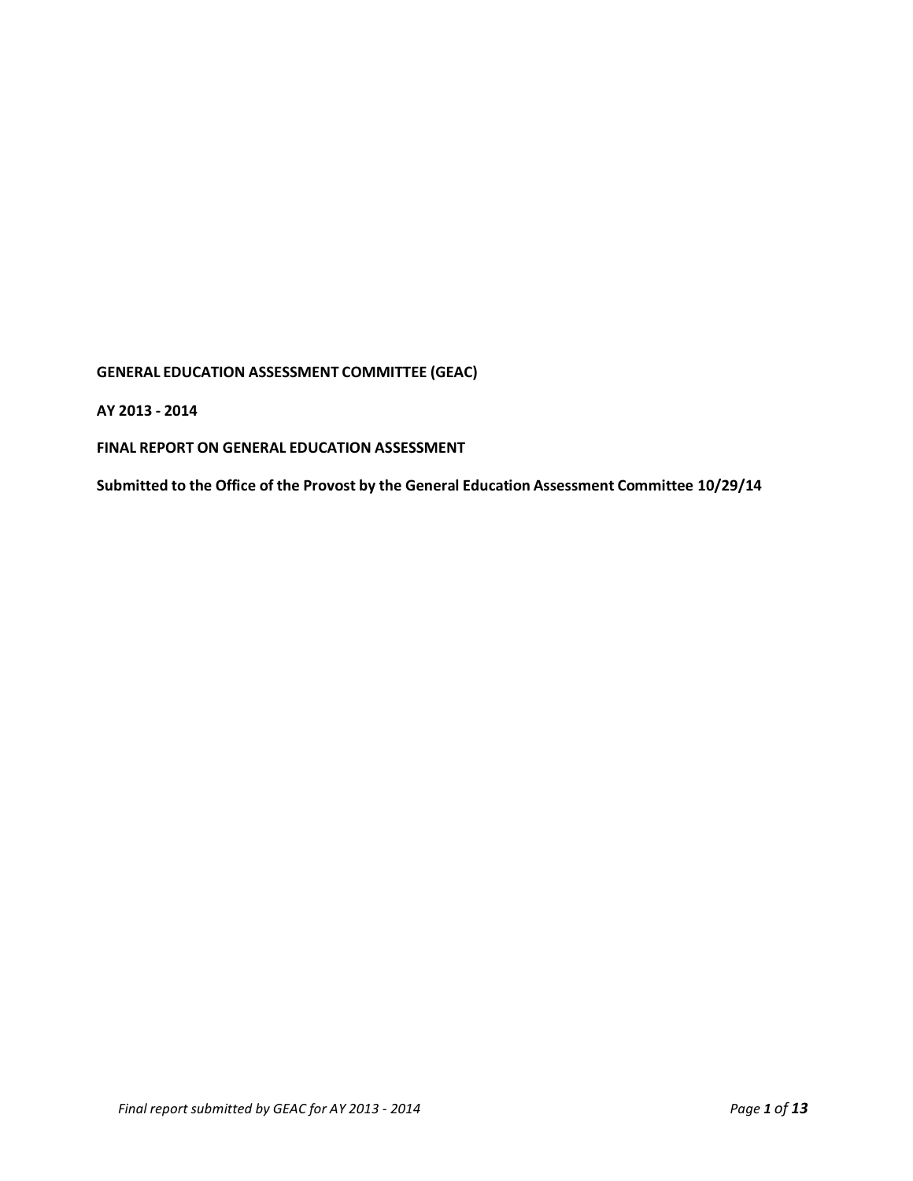**GENERAL EDUCATION ASSESSMENT COMMITTEE (GEAC)**

**AY 2013 - 2014**

**FINAL REPORT ON GENERAL EDUCATION ASSESSMENT**

**Submitted to the Office of the Provost by the General Education Assessment Committee 10/29/14**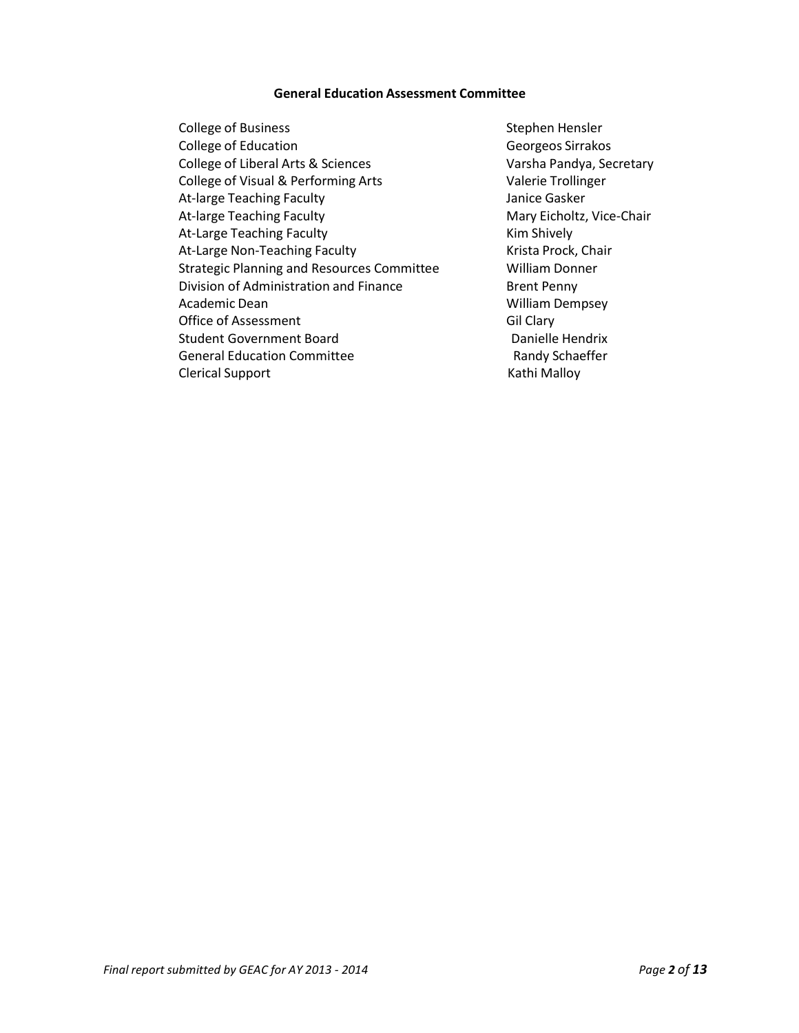## General Education Assessment Committee

| | |
|---|---|
| College of Business | Stephen Hensler |
| College of Education | Georgeos Sirrakos |
| College of Liberal Arts & Sciences | Varsha Pandya, Secretary |
| College of Visual & Performing Arts | Valerie Trollinger |
| At-large Teaching Faculty | Janice Gasker |
| At-large Teaching Faculty | Mary Eicholtz, Vice-Chair |
| At-Large Teaching Faculty | Kim Shively |
| At-Large Non-Teaching Faculty | Krista Prock, Chair |
| Strategic Planning and Resources Committee | William Donner |
| Division of Administration and Finance | Brent Penny |
| Academic Dean | William Dempsey |
| Office of Assessment | Gil Clary |
| Student Government Board | Danielle Hendrix |
| General Education Committee | Randy Schaeffer |
| Clerical Support | Kathi Malloy |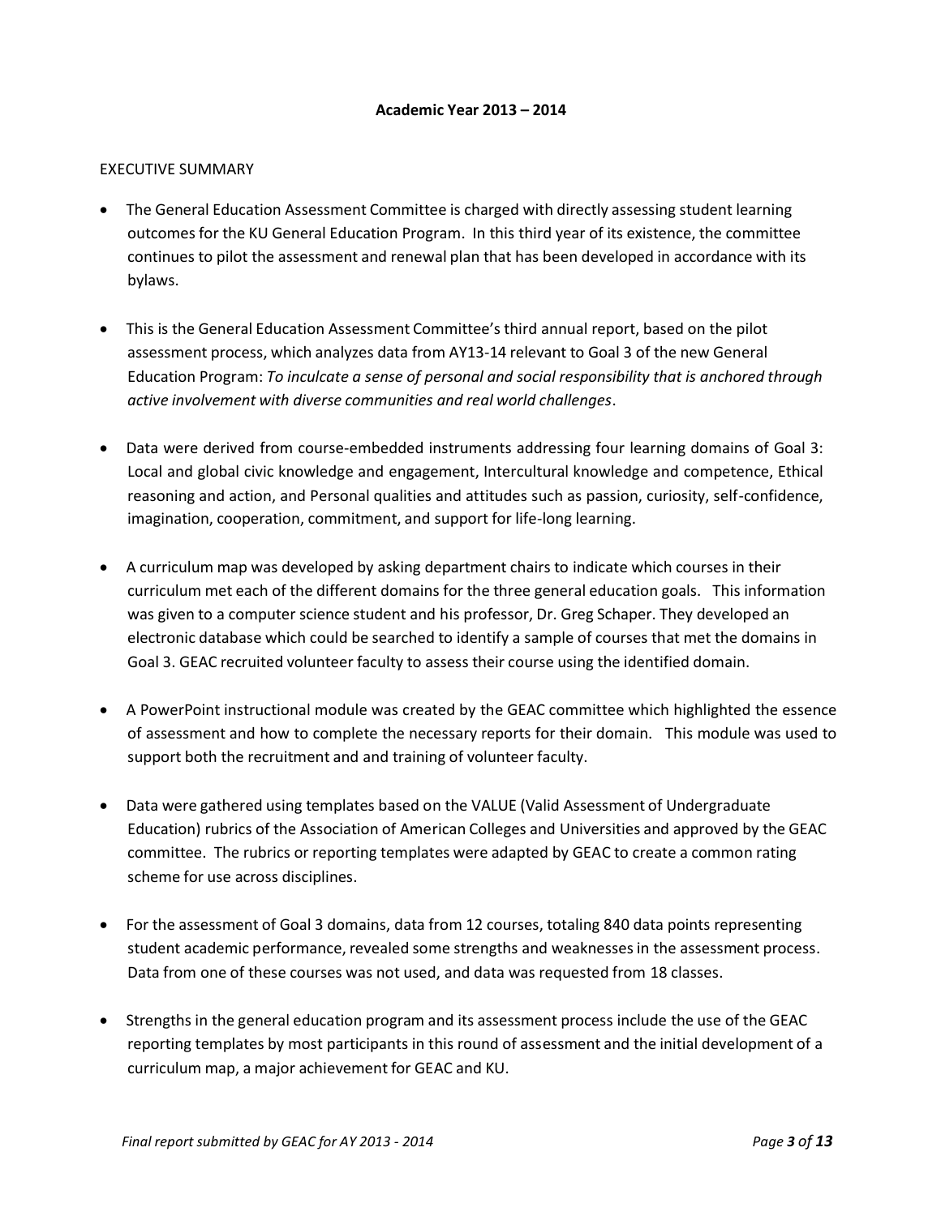**Academic Year 2013 – 2014**

EXECUTIVE SUMMARY

- The General Education Assessment Committee is charged with directly assessing student learning outcomes for the KU General Education Program. In this third year of its existence, the committee continues to pilot the assessment and renewal plan that has been developed in accordance with its bylaws.

- This is the General Education Assessment Committee's third annual report, based on the pilot assessment process, which analyzes data from AY13-14 relevant to Goal 3 of the new General Education Program: *To inculcate a sense of personal and social responsibility that is anchored through active involvement with diverse communities and real world challenges*.

- Data were derived from course-embedded instruments addressing four learning domains of Goal 3: Local and global civic knowledge and engagement, Intercultural knowledge and competence, Ethical reasoning and action, and Personal qualities and attitudes such as passion, curiosity, self-confidence, imagination, cooperation, commitment, and support for life-long learning.

- A curriculum map was developed by asking department chairs to indicate which courses in their curriculum met each of the different domains for the three general education goals. This information was given to a computer science student and his professor, Dr. Greg Schaper. They developed an electronic database which could be searched to identify a sample of courses that met the domains in Goal 3. GEAC recruited volunteer faculty to assess their course using the identified domain.

- A PowerPoint instructional module was created by the GEAC committee which highlighted the essence of assessment and how to complete the necessary reports for their domain. This module was used to support both the recruitment and and training of volunteer faculty.

- Data were gathered using templates based on the VALUE (Valid Assessment of Undergraduate Education) rubrics of the Association of American Colleges and Universities and approved by the GEAC committee. The rubrics or reporting templates were adapted by GEAC to create a common rating scheme for use across disciplines.

- For the assessment of Goal 3 domains, data from 12 courses, totaling 840 data points representing student academic performance, revealed some strengths and weaknesses in the assessment process. Data from one of these courses was not used, and data was requested from 18 classes.

- Strengths in the general education program and its assessment process include the use of the GEAC reporting templates by most participants in this round of assessment and the initial development of a curriculum map, a major achievement for GEAC and KU.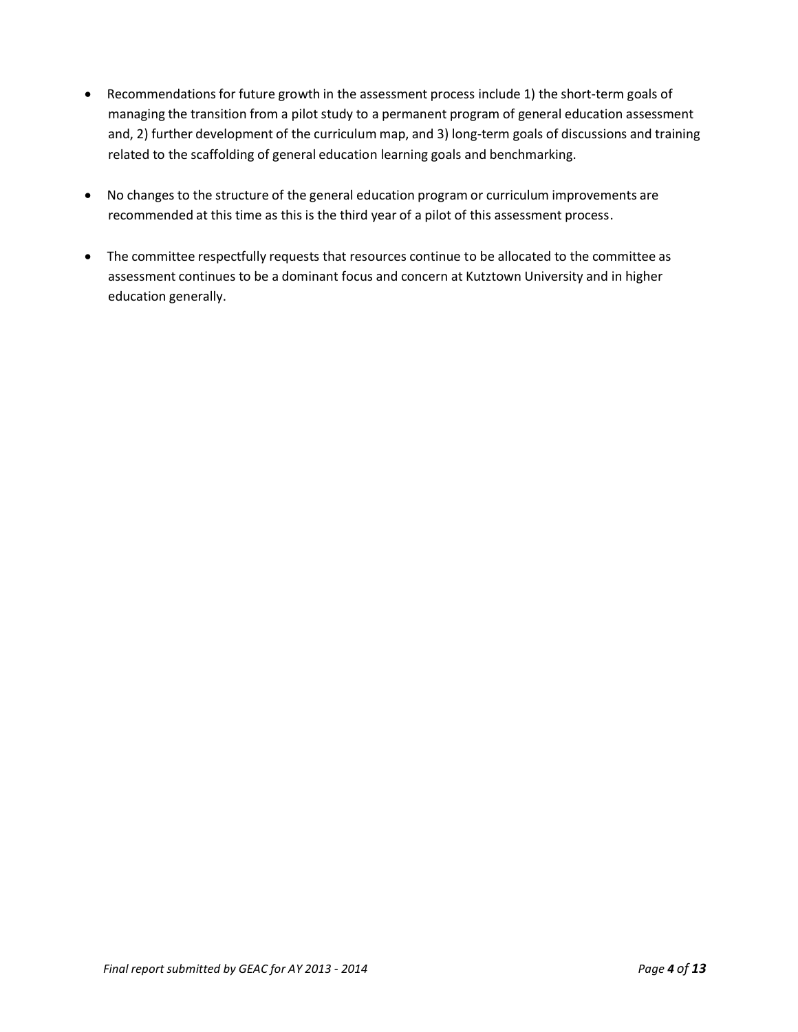- Recommendations for future growth in the assessment process include 1) the short-term goals of managing the transition from a pilot study to a permanent program of general education assessment and, 2) further development of the curriculum map, and 3) long-term goals of discussions and training related to the scaffolding of general education learning goals and benchmarking.

- No changes to the structure of the general education program or curriculum improvements are recommended at this time as this is the third year of a pilot of this assessment process.

- The committee respectfully requests that resources continue to be allocated to the committee as assessment continues to be a dominant focus and concern at Kutztown University and in higher education generally.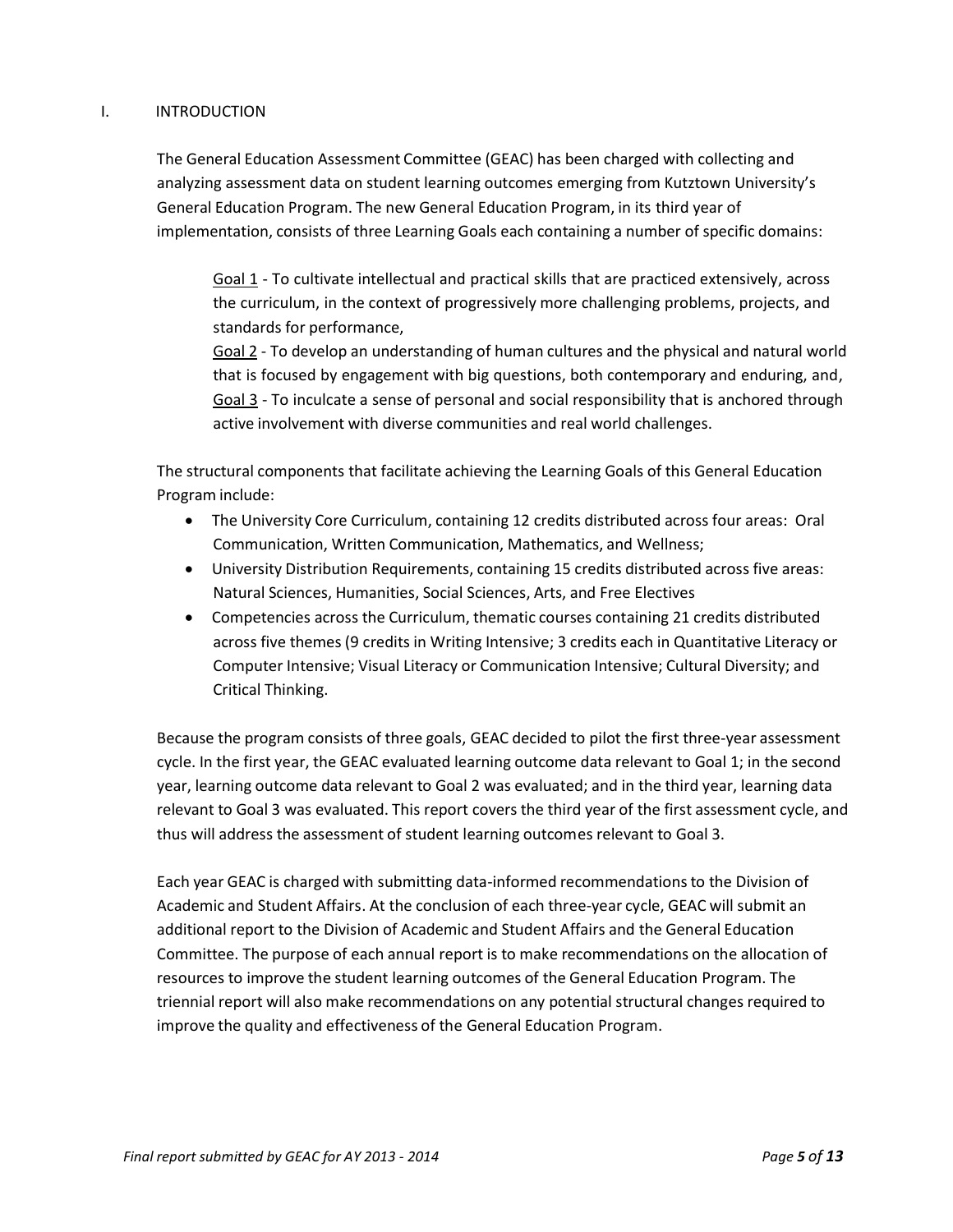# I. INTRODUCTION

The General Education Assessment Committee (GEAC) has been charged with collecting and analyzing assessment data on student learning outcomes emerging from Kutztown University's General Education Program. The new General Education Program, in its third year of implementation, consists of three Learning Goals each containing a number of specific domains:

> <u>Goal 1</u> - To cultivate intellectual and practical skills that are practiced extensively, across the curriculum, in the context of progressively more challenging problems, projects, and standards for performance,
>
> <u>Goal 2</u> - To develop an understanding of human cultures and the physical and natural world that is focused by engagement with big questions, both contemporary and enduring, and,
>
> <u>Goal 3</u> - To inculcate a sense of personal and social responsibility that is anchored through active involvement with diverse communities and real world challenges.

The structural components that facilitate achieving the Learning Goals of this General Education Program include:

- The University Core Curriculum, containing 12 credits distributed across four areas: Oral Communication, Written Communication, Mathematics, and Wellness;
- University Distribution Requirements, containing 15 credits distributed across five areas: Natural Sciences, Humanities, Social Sciences, Arts, and Free Electives
- Competencies across the Curriculum, thematic courses containing 21 credits distributed across five themes (9 credits in Writing Intensive; 3 credits each in Quantitative Literacy or Computer Intensive; Visual Literacy or Communication Intensive; Cultural Diversity; and Critical Thinking.

Because the program consists of three goals, GEAC decided to pilot the first three-year assessment cycle. In the first year, the GEAC evaluated learning outcome data relevant to Goal 1; in the second year, learning outcome data relevant to Goal 2 was evaluated; and in the third year, learning data relevant to Goal 3 was evaluated. This report covers the third year of the first assessment cycle, and thus will address the assessment of student learning outcomes relevant to Goal 3.

Each year GEAC is charged with submitting data-informed recommendations to the Division of Academic and Student Affairs. At the conclusion of each three-year cycle, GEAC will submit an additional report to the Division of Academic and Student Affairs and the General Education Committee. The purpose of each annual report is to make recommendations on the allocation of resources to improve the student learning outcomes of the General Education Program. The triennial report will also make recommendations on any potential structural changes required to improve the quality and effectiveness of the General Education Program.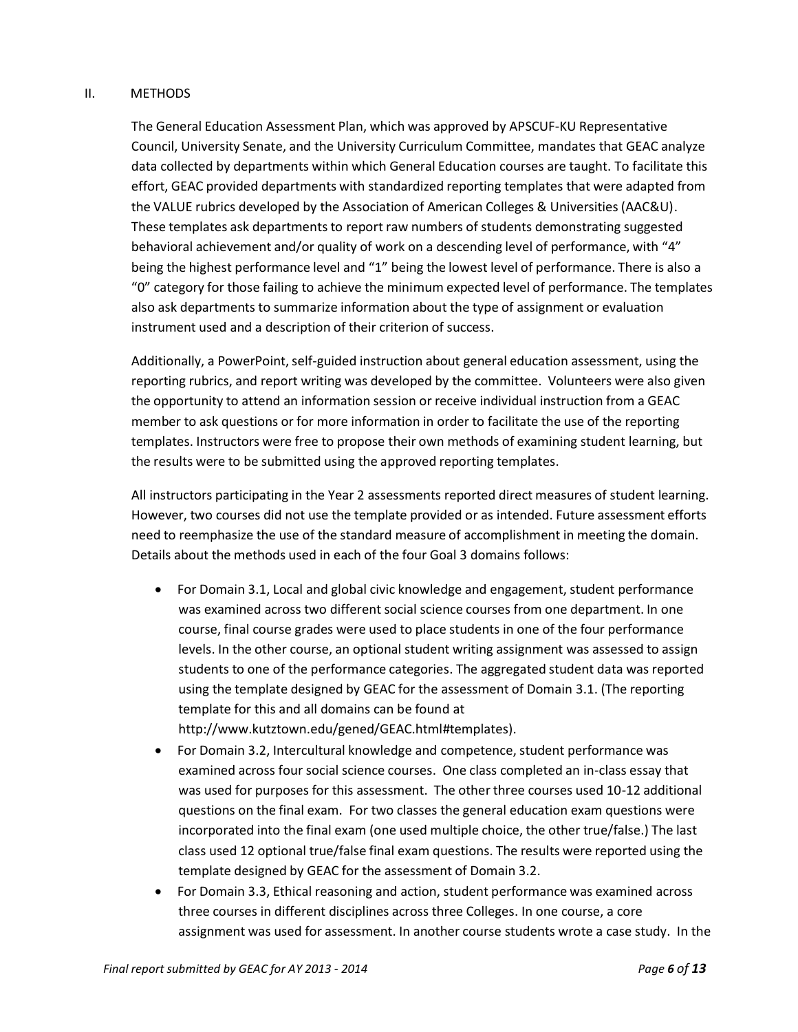## II. METHODS

The General Education Assessment Plan, which was approved by APSCUF-KU Representative Council, University Senate, and the University Curriculum Committee, mandates that GEAC analyze data collected by departments within which General Education courses are taught. To facilitate this effort, GEAC provided departments with standardized reporting templates that were adapted from the VALUE rubrics developed by the Association of American Colleges & Universities (AAC&U). These templates ask departments to report raw numbers of students demonstrating suggested behavioral achievement and/or quality of work on a descending level of performance, with "4" being the highest performance level and "1" being the lowest level of performance. There is also a "0" category for those failing to achieve the minimum expected level of performance. The templates also ask departments to summarize information about the type of assignment or evaluation instrument used and a description of their criterion of success.

Additionally, a PowerPoint, self-guided instruction about general education assessment, using the reporting rubrics, and report writing was developed by the committee. Volunteers were also given the opportunity to attend an information session or receive individual instruction from a GEAC member to ask questions or for more information in order to facilitate the use of the reporting templates. Instructors were free to propose their own methods of examining student learning, but the results were to be submitted using the approved reporting templates.

All instructors participating in the Year 2 assessments reported direct measures of student learning. However, two courses did not use the template provided or as intended. Future assessment efforts need to reemphasize the use of the standard measure of accomplishment in meeting the domain. Details about the methods used in each of the four Goal 3 domains follows:

- For Domain 3.1, Local and global civic knowledge and engagement, student performance was examined across two different social science courses from one department. In one course, final course grades were used to place students in one of the four performance levels. In the other course, an optional student writing assignment was assessed to assign students to one of the performance categories. The aggregated student data was reported using the template designed by GEAC for the assessment of Domain 3.1. (The reporting template for this and all domains can be found at http://www.kutztown.edu/gened/GEAC.html#templates).
- For Domain 3.2, Intercultural knowledge and competence, student performance was examined across four social science courses. One class completed an in-class essay that was used for purposes for this assessment. The other three courses used 10-12 additional questions on the final exam. For two classes the general education exam questions were incorporated into the final exam (one used multiple choice, the other true/false.) The last class used 12 optional true/false final exam questions. The results were reported using the template designed by GEAC for the assessment of Domain 3.2.
- For Domain 3.3, Ethical reasoning and action, student performance was examined across three courses in different disciplines across three Colleges. In one course, a core assignment was used for assessment. In another course students wrote a case study. In the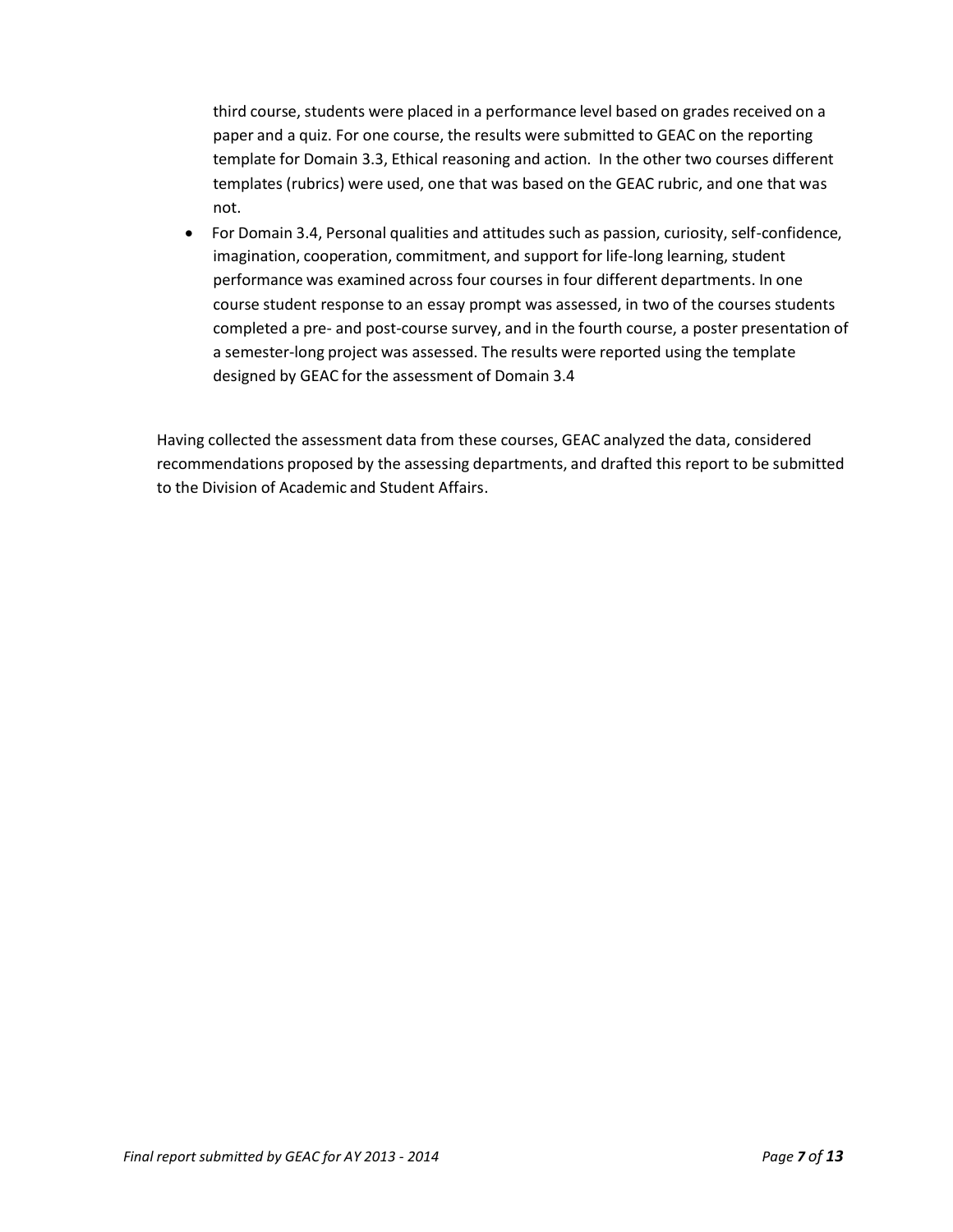third course, students were placed in a performance level based on grades received on a paper and a quiz. For one course, the results were submitted to GEAC on the reporting template for Domain 3.3, Ethical reasoning and action. In the other two courses different templates (rubrics) were used, one that was based on the GEAC rubric, and one that was not.

- For Domain 3.4, Personal qualities and attitudes such as passion, curiosity, self-confidence, imagination, cooperation, commitment, and support for life-long learning, student performance was examined across four courses in four different departments. In one course student response to an essay prompt was assessed, in two of the courses students completed a pre- and post-course survey, and in the fourth course, a poster presentation of a semester-long project was assessed. The results were reported using the template designed by GEAC for the assessment of Domain 3.4

Having collected the assessment data from these courses, GEAC analyzed the data, considered recommendations proposed by the assessing departments, and drafted this report to be submitted to the Division of Academic and Student Affairs.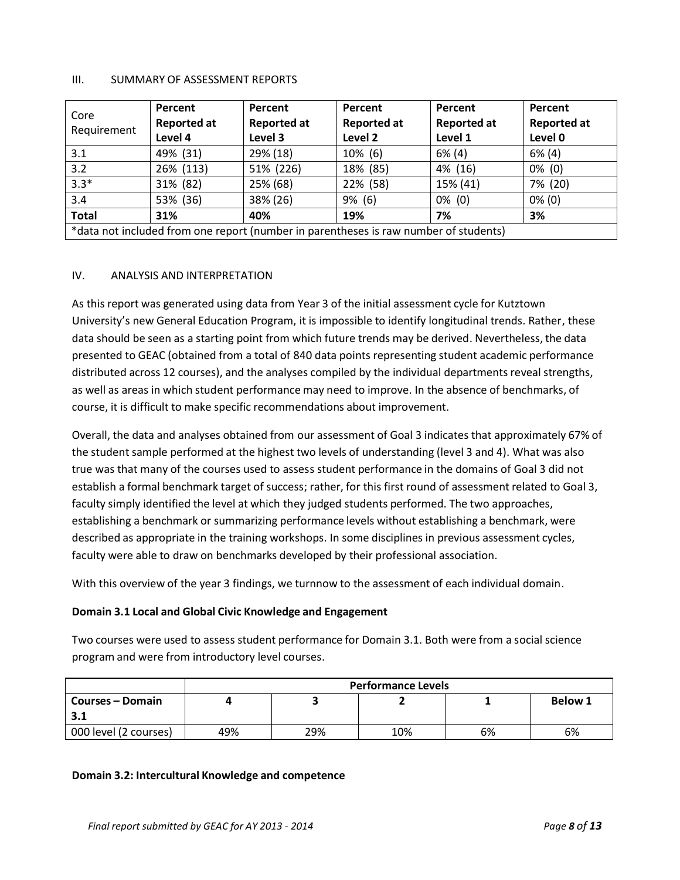## III. SUMMARY OF ASSESSMENT REPORTS

| Core Requirement | Percent Reported at Level 4 | Percent Reported at Level 3 | Percent Reported at Level 2 | Percent Reported at Level 1 | Percent Reported at Level 0 |
|---|---|---|---|---|---|
| 3.1 | 49% (31) | 29% (18) | 10% (6) | 6% (4) | 6% (4) |
| 3.2 | 26% (113) | 51% (226) | 18% (85) | 4% (16) | 0% (0) |
| 3.3* | 31% (82) | 25% (68) | 22% (58) | 15% (41) | 7% (20) |
| 3.4 | 53% (36) | 38% (26) | 9% (6) | 0% (0) | 0% (0) |
| **Total** | **31%** | **40%** | **19%** | **7%** | **3%** |
| *data not included from one report (number in parentheses is raw number of students) | | | | | |

## IV. ANALYSIS AND INTERPRETATION

As this report was generated using data from Year 3 of the initial assessment cycle for Kutztown University's new General Education Program, it is impossible to identify longitudinal trends. Rather, these data should be seen as a starting point from which future trends may be derived. Nevertheless, the data presented to GEAC (obtained from a total of 840 data points representing student academic performance distributed across 12 courses), and the analyses compiled by the individual departments reveal strengths, as well as areas in which student performance may need to improve. In the absence of benchmarks, of course, it is difficult to make specific recommendations about improvement.

Overall, the data and analyses obtained from our assessment of Goal 3 indicates that approximately 67% of the student sample performed at the highest two levels of understanding (level 3 and 4). What was also true was that many of the courses used to assess student performance in the domains of Goal 3 did not establish a formal benchmark target of success; rather, for this first round of assessment related to Goal 3, faculty simply identified the level at which they judged students performed. The two approaches, establishing a benchmark or summarizing performance levels without establishing a benchmark, were described as appropriate in the training workshops. In some disciplines in previous assessment cycles, faculty were able to draw on benchmarks developed by their professional association.

With this overview of the year 3 findings, we turnnow to the assessment of each individual domain.

**Domain 3.1 Local and Global Civic Knowledge and Engagement**

Two courses were used to assess student performance for Domain 3.1. Both were from a social science program and were from introductory level courses.

| | **Performance Levels** | | | | |
|---|---|---|---|---|---|
| **Courses – Domain 3.1** | **4** | **3** | **2** | **1** | **Below 1** |
| 000 level (2 courses) | 49% | 29% | 10% | 6% | 6% |

**Domain 3.2: Intercultural Knowledge and competence**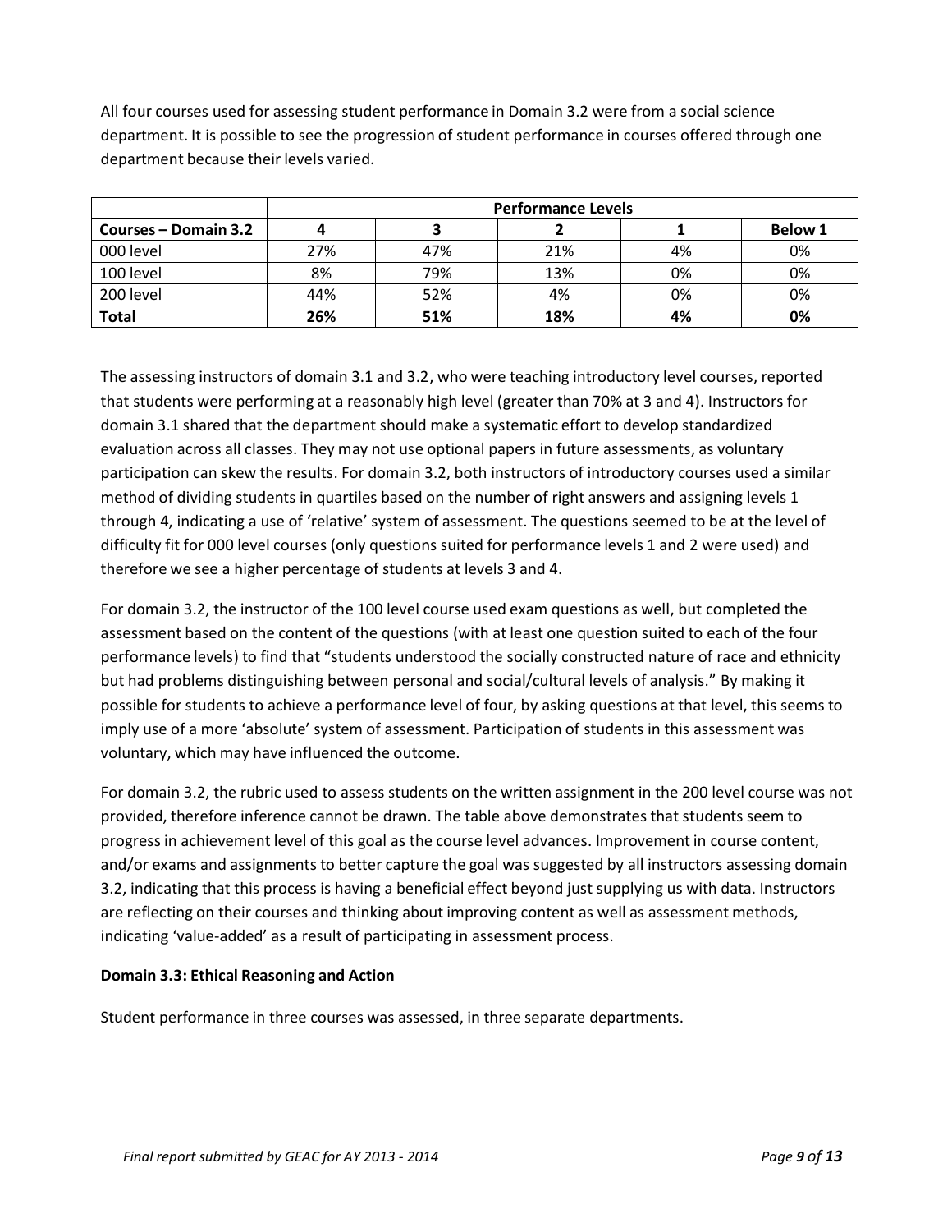All four courses used for assessing student performance in Domain 3.2 were from a social science department. It is possible to see the progression of student performance in courses offered through one department because their levels varied.

| | Performance Levels | | | | |
|---|---|---|---|---|---|
| **Courses – Domain 3.2** | **4** | **3** | **2** | **1** | **Below 1** |
| 000 level | 27% | 47% | 21% | 4% | 0% |
| 100 level | 8% | 79% | 13% | 0% | 0% |
| 200 level | 44% | 52% | 4% | 0% | 0% |
| **Total** | **26%** | **51%** | **18%** | **4%** | **0%** |

The assessing instructors of domain 3.1 and 3.2, who were teaching introductory level courses, reported that students were performing at a reasonably high level (greater than 70% at 3 and 4). Instructors for domain 3.1 shared that the department should make a systematic effort to develop standardized evaluation across all classes. They may not use optional papers in future assessments, as voluntary participation can skew the results. For domain 3.2, both instructors of introductory courses used a similar method of dividing students in quartiles based on the number of right answers and assigning levels 1 through 4, indicating a use of 'relative' system of assessment. The questions seemed to be at the level of difficulty fit for 000 level courses (only questions suited for performance levels 1 and 2 were used) and therefore we see a higher percentage of students at levels 3 and 4.

For domain 3.2, the instructor of the 100 level course used exam questions as well, but completed the assessment based on the content of the questions (with at least one question suited to each of the four performance levels) to find that "students understood the socially constructed nature of race and ethnicity but had problems distinguishing between personal and social/cultural levels of analysis." By making it possible for students to achieve a performance level of four, by asking questions at that level, this seems to imply use of a more 'absolute' system of assessment. Participation of students in this assessment was voluntary, which may have influenced the outcome.

For domain 3.2, the rubric used to assess students on the written assignment in the 200 level course was not provided, therefore inference cannot be drawn. The table above demonstrates that students seem to progress in achievement level of this goal as the course level advances. Improvement in course content, and/or exams and assignments to better capture the goal was suggested by all instructors assessing domain 3.2, indicating that this process is having a beneficial effect beyond just supplying us with data. Instructors are reflecting on their courses and thinking about improving content as well as assessment methods, indicating 'value-added' as a result of participating in assessment process.

**Domain 3.3: Ethical Reasoning and Action**

Student performance in three courses was assessed, in three separate departments.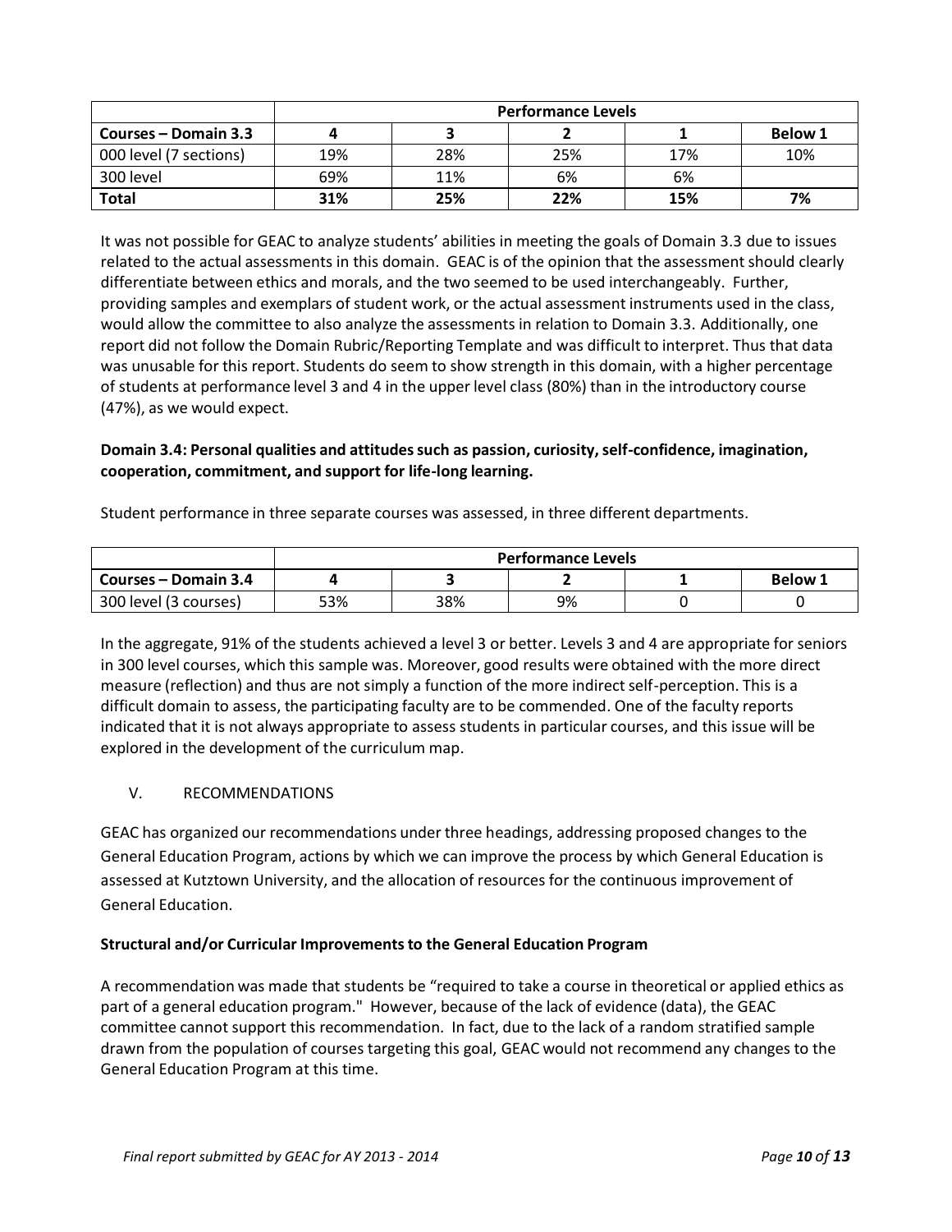| | Performance Levels | | | | |
|---|---|---|---|---|---|
| **Courses – Domain 3.3** | **4** | **3** | **2** | **1** | **Below 1** |
| 000 level (7 sections) | 19% | 28% | 25% | 17% | 10% |
| 300 level | 69% | 11% | 6% | 6% | |
| **Total** | **31%** | **25%** | **22%** | **15%** | **7%** |

It was not possible for GEAC to analyze students' abilities in meeting the goals of Domain 3.3 due to issues related to the actual assessments in this domain. GEAC is of the opinion that the assessment should clearly differentiate between ethics and morals, and the two seemed to be used interchangeably. Further, providing samples and exemplars of student work, or the actual assessment instruments used in the class, would allow the committee to also analyze the assessments in relation to Domain 3.3. Additionally, one report did not follow the Domain Rubric/Reporting Template and was difficult to interpret. Thus that data was unusable for this report. Students do seem to show strength in this domain, with a higher percentage of students at performance level 3 and 4 in the upper level class (80%) than in the introductory course (47%), as we would expect.

**Domain 3.4: Personal qualities and attitudes such as passion, curiosity, self-confidence, imagination, cooperation, commitment, and support for life-long learning.**

Student performance in three separate courses was assessed, in three different departments.

| | Performance Levels | | | | |
|---|---|---|---|---|---|
| **Courses – Domain 3.4** | **4** | **3** | **2** | **1** | **Below 1** |
| 300 level (3 courses) | 53% | 38% | 9% | 0 | 0 |

In the aggregate, 91% of the students achieved a level 3 or better. Levels 3 and 4 are appropriate for seniors in 300 level courses, which this sample was. Moreover, good results were obtained with the more direct measure (reflection) and thus are not simply a function of the more indirect self-perception. This is a difficult domain to assess, the participating faculty are to be commended. One of the faculty reports indicated that it is not always appropriate to assess students in particular courses, and this issue will be explored in the development of the curriculum map.

## V. RECOMMENDATIONS

GEAC has organized our recommendations under three headings, addressing proposed changes to the General Education Program, actions by which we can improve the process by which General Education is assessed at Kutztown University, and the allocation of resources for the continuous improvement of General Education.

**Structural and/or Curricular Improvements to the General Education Program**

A recommendation was made that students be "required to take a course in theoretical or applied ethics as part of a general education program." However, because of the lack of evidence (data), the GEAC committee cannot support this recommendation. In fact, due to the lack of a random stratified sample drawn from the population of courses targeting this goal, GEAC would not recommend any changes to the General Education Program at this time.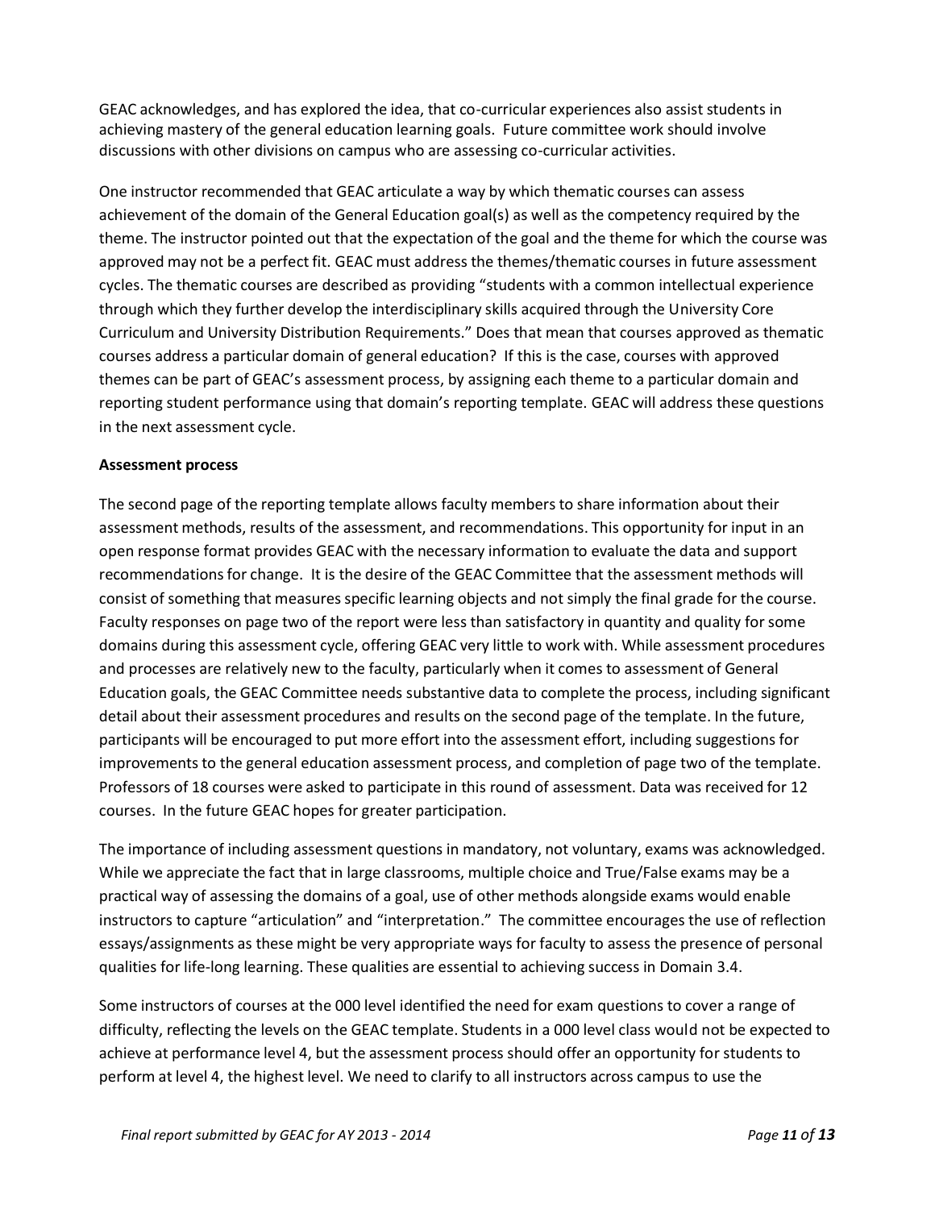GEAC acknowledges, and has explored the idea, that co-curricular experiences also assist students in achieving mastery of the general education learning goals. Future committee work should involve discussions with other divisions on campus who are assessing co-curricular activities.

One instructor recommended that GEAC articulate a way by which thematic courses can assess achievement of the domain of the General Education goal(s) as well as the competency required by the theme. The instructor pointed out that the expectation of the goal and the theme for which the course was approved may not be a perfect fit. GEAC must address the themes/thematic courses in future assessment cycles. The thematic courses are described as providing "students with a common intellectual experience through which they further develop the interdisciplinary skills acquired through the University Core Curriculum and University Distribution Requirements." Does that mean that courses approved as thematic courses address a particular domain of general education? If this is the case, courses with approved themes can be part of GEAC's assessment process, by assigning each theme to a particular domain and reporting student performance using that domain's reporting template. GEAC will address these questions in the next assessment cycle.

**Assessment process**

The second page of the reporting template allows faculty members to share information about their assessment methods, results of the assessment, and recommendations. This opportunity for input in an open response format provides GEAC with the necessary information to evaluate the data and support recommendations for change. It is the desire of the GEAC Committee that the assessment methods will consist of something that measures specific learning objects and not simply the final grade for the course. Faculty responses on page two of the report were less than satisfactory in quantity and quality for some domains during this assessment cycle, offering GEAC very little to work with. While assessment procedures and processes are relatively new to the faculty, particularly when it comes to assessment of General Education goals, the GEAC Committee needs substantive data to complete the process, including significant detail about their assessment procedures and results on the second page of the template. In the future, participants will be encouraged to put more effort into the assessment effort, including suggestions for improvements to the general education assessment process, and completion of page two of the template. Professors of 18 courses were asked to participate in this round of assessment. Data was received for 12 courses. In the future GEAC hopes for greater participation.

The importance of including assessment questions in mandatory, not voluntary, exams was acknowledged. While we appreciate the fact that in large classrooms, multiple choice and True/False exams may be a practical way of assessing the domains of a goal, use of other methods alongside exams would enable instructors to capture "articulation" and "interpretation." The committee encourages the use of reflection essays/assignments as these might be very appropriate ways for faculty to assess the presence of personal qualities for life-long learning. These qualities are essential to achieving success in Domain 3.4.

Some instructors of courses at the 000 level identified the need for exam questions to cover a range of difficulty, reflecting the levels on the GEAC template. Students in a 000 level class would not be expected to achieve at performance level 4, but the assessment process should offer an opportunity for students to perform at level 4, the highest level. We need to clarify to all instructors across campus to use the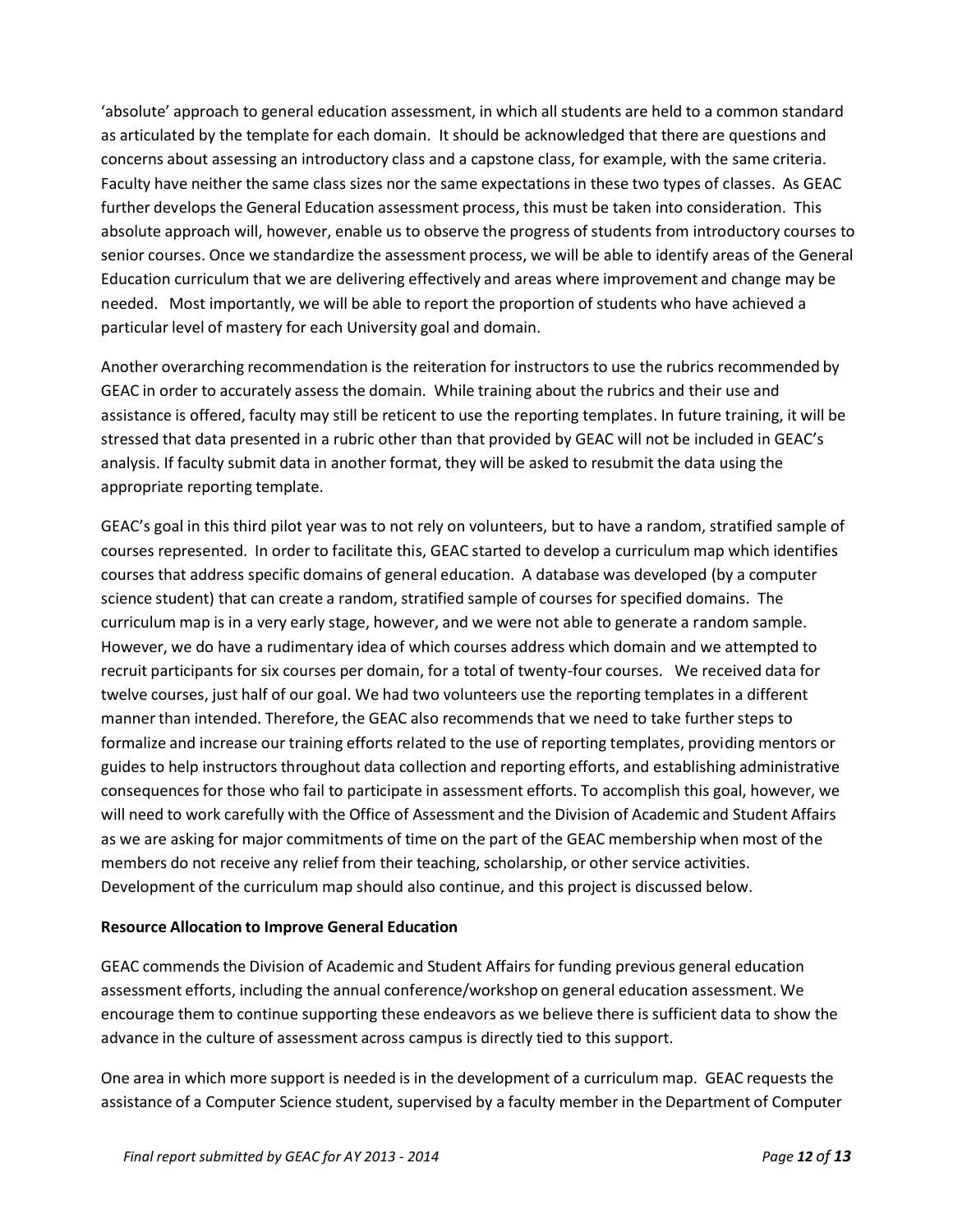'absolute' approach to general education assessment, in which all students are held to a common standard as articulated by the template for each domain. It should be acknowledged that there are questions and concerns about assessing an introductory class and a capstone class, for example, with the same criteria. Faculty have neither the same class sizes nor the same expectations in these two types of classes. As GEAC further develops the General Education assessment process, this must be taken into consideration. This absolute approach will, however, enable us to observe the progress of students from introductory courses to senior courses. Once we standardize the assessment process, we will be able to identify areas of the General Education curriculum that we are delivering effectively and areas where improvement and change may be needed. Most importantly, we will be able to report the proportion of students who have achieved a particular level of mastery for each University goal and domain.

Another overarching recommendation is the reiteration for instructors to use the rubrics recommended by GEAC in order to accurately assess the domain. While training about the rubrics and their use and assistance is offered, faculty may still be reticent to use the reporting templates. In future training, it will be stressed that data presented in a rubric other than that provided by GEAC will not be included in GEAC's analysis. If faculty submit data in another format, they will be asked to resubmit the data using the appropriate reporting template.

GEAC's goal in this third pilot year was to not rely on volunteers, but to have a random, stratified sample of courses represented. In order to facilitate this, GEAC started to develop a curriculum map which identifies courses that address specific domains of general education. A database was developed (by a computer science student) that can create a random, stratified sample of courses for specified domains. The curriculum map is in a very early stage, however, and we were not able to generate a random sample. However, we do have a rudimentary idea of which courses address which domain and we attempted to recruit participants for six courses per domain, for a total of twenty-four courses. We received data for twelve courses, just half of our goal. We had two volunteers use the reporting templates in a different manner than intended. Therefore, the GEAC also recommends that we need to take further steps to formalize and increase our training efforts related to the use of reporting templates, providing mentors or guides to help instructors throughout data collection and reporting efforts, and establishing administrative consequences for those who fail to participate in assessment efforts. To accomplish this goal, however, we will need to work carefully with the Office of Assessment and the Division of Academic and Student Affairs as we are asking for major commitments of time on the part of the GEAC membership when most of the members do not receive any relief from their teaching, scholarship, or other service activities. Development of the curriculum map should also continue, and this project is discussed below.

**Resource Allocation to Improve General Education**

GEAC commends the Division of Academic and Student Affairs for funding previous general education assessment efforts, including the annual conference/workshop on general education assessment. We encourage them to continue supporting these endeavors as we believe there is sufficient data to show the advance in the culture of assessment across campus is directly tied to this support.

One area in which more support is needed is in the development of a curriculum map. GEAC requests the assistance of a Computer Science student, supervised by a faculty member in the Department of Computer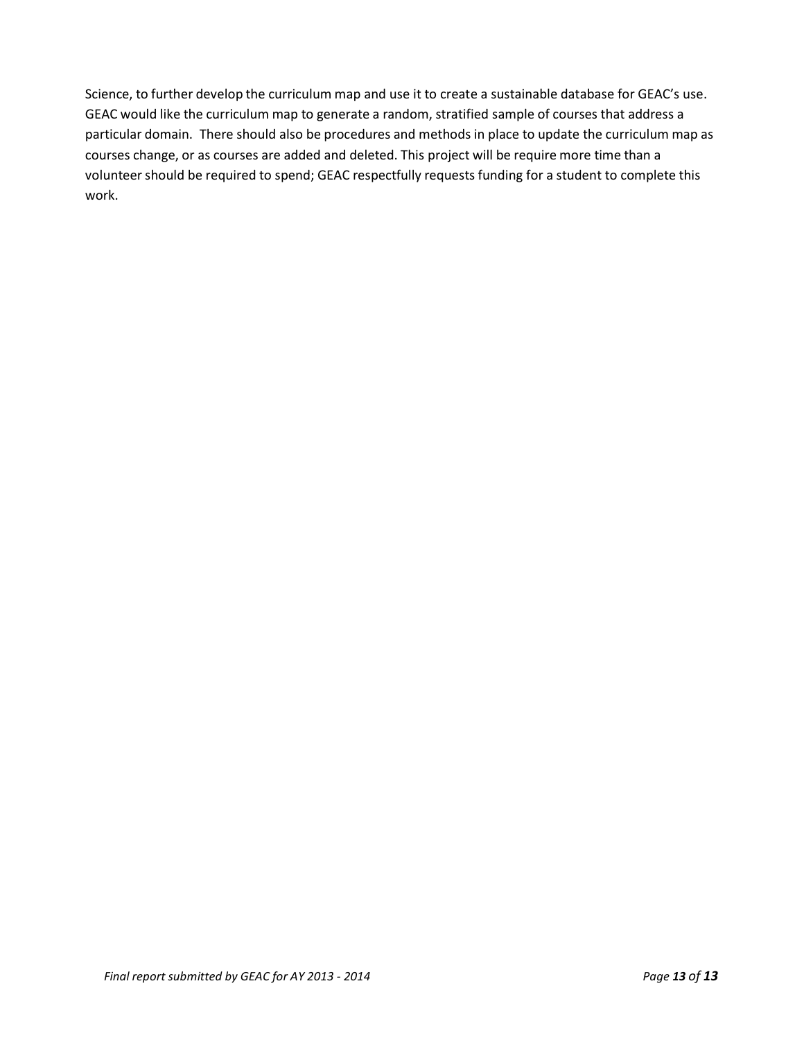Science, to further develop the curriculum map and use it to create a sustainable database for GEAC's use. GEAC would like the curriculum map to generate a random, stratified sample of courses that address a particular domain. There should also be procedures and methods in place to update the curriculum map as courses change, or as courses are added and deleted. This project will be require more time than a volunteer should be required to spend; GEAC respectfully requests funding for a student to complete this work.